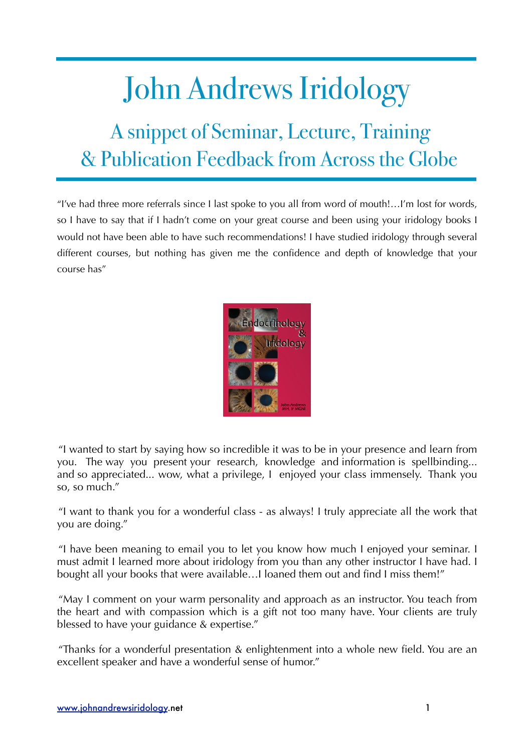# John Andrews Iridology

## A snippet of Seminar, Lecture, Training & Publication Feedback from Across the Globe

"I've had three more referrals since I last spoke to you all from word of mouth!…I'm lost for words, so I have to say that if I hadn't come on your great course and been using your iridology books I would not have been able to have such recommendations! I have studied iridology through several different courses, but nothing has given me the confidence and depth of knowledge that your course has"

"I wanted to start by saying how so incredible it was to be in your presence and learn from you. The way you present your research, knowledge and information is spellbinding... and so appreciated... wow, what a privilege, I enjoyed your class immensely. Thank you so, so much."

"I want to thank you for a wonderful class - as always! I truly appreciate all the work that you are doing."

"I have been meaning to email you to let you know how much I enjoyed your seminar. I must admit I learned more about iridology from you than any other instructor I have had. I bought all your books that were available…I loaned them out and find I miss them!"

"May I comment on your warm personality and approach as an instructor. You teach from the heart and with compassion which is a gift not too many have. Your clients are truly blessed to have your guidance & expertise."

"Thanks for a wonderful presentation & enlightenment into a whole new field. You are an excellent speaker and have a wonderful sense of humor."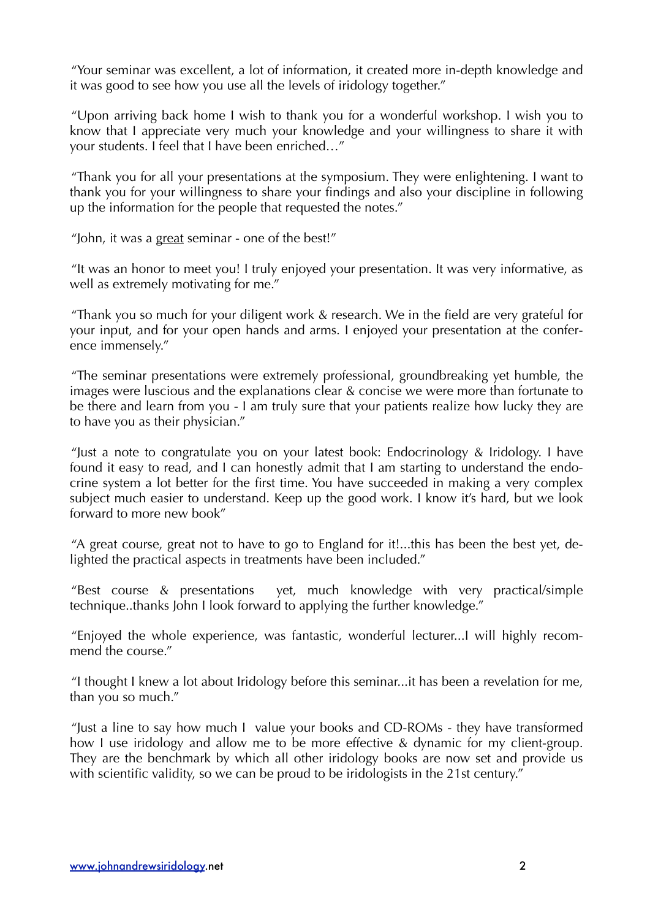"Your seminar was excellent, a lot of information, it created more in-depth knowledge and it was good to see how you use all the levels of iridology together."

"Upon arriving back home I wish to thank you for a wonderful workshop. I wish you to know that I appreciate very much your knowledge and your willingness to share it with your students. I feel that I have been enriched…"

"Thank you for all your presentations at the symposium. They were enlightening. I want to thank you for your willingness to share your findings and also your discipline in following up the information for the people that requested the notes."

"John, it was a <u>great</u> seminar - one of the best!"

"It was an honor to meet you! I truly enjoyed your presentation. It was very informative, as well as extremely motivating for me."

"Thank you so much for your diligent work & research. We in the field are very grateful for your input, and for your open hands and arms. I enjoyed your presentation at the conference immensely."

"The seminar presentations were extremely professional, groundbreaking yet humble, the images were luscious and the explanations clear & concise we were more than fortunate to be there and learn from you - I am truly sure that your patients realize how lucky they are to have you as their physician."

"Just a note to congratulate you on your latest book: Endocrinology & Iridology. I have found it easy to read, and I can honestly admit that I am starting to understand the endocrine system a lot better for the first time. You have succeeded in making a very complex subject much easier to understand. Keep up the good work. I know it's hard, but we look forward to more new book"

"A great course, great not to have to go to England for it!...this has been the best yet, delighted the practical aspects in treatments have been included."

"Best course & presentations yet, much knowledge with very practical/simple technique..thanks John I look forward to applying the further knowledge."

"Enjoyed the whole experience, was fantastic, wonderful lecturer...I will highly recommend the course."

"I thought I knew a lot about Iridology before this seminar...it has been a revelation for me, than you so much."

"Just a line to say how much I value your books and CD-ROMs - they have transformed how I use iridology and allow me to be more effective & dynamic for my client-group. They are the benchmark by which all other iridology books are now set and provide us with scientific validity, so we can be proud to be iridologists in the 21st century."